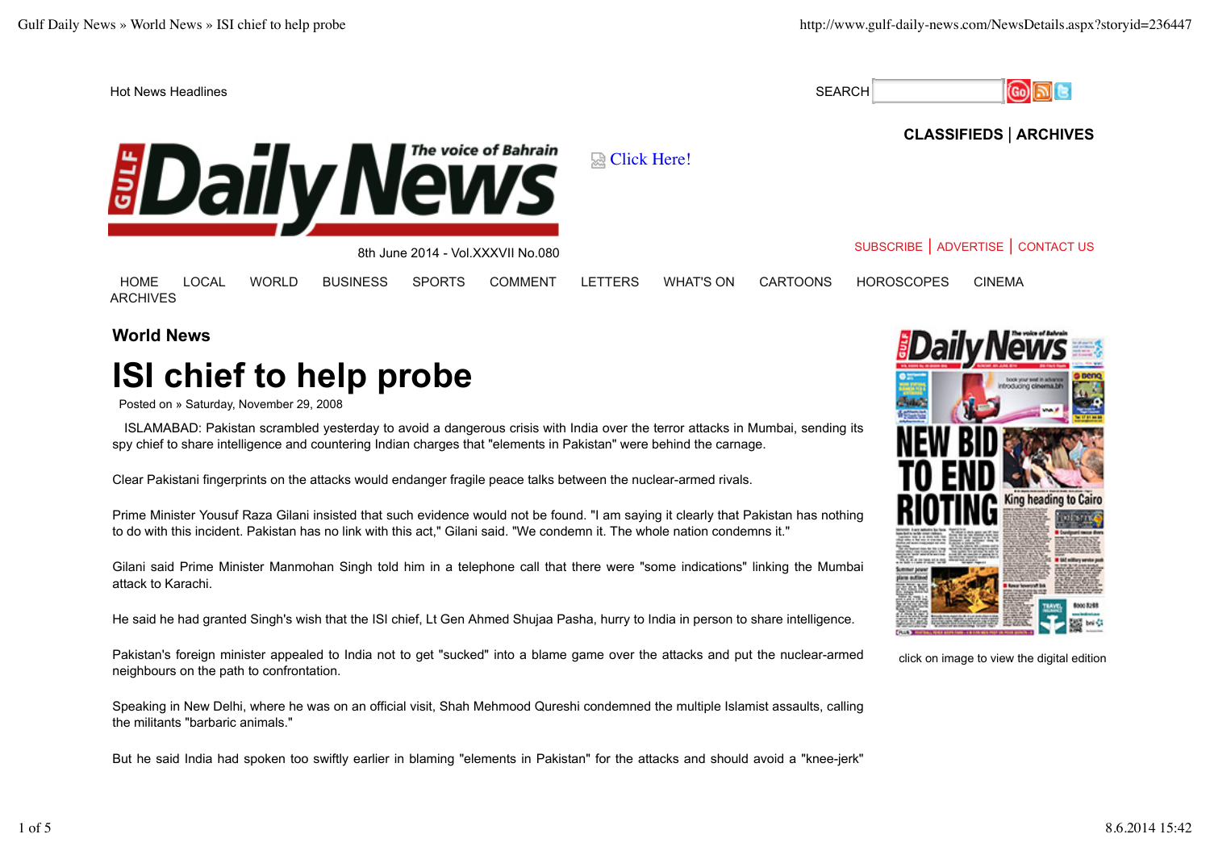Hot News Headlines

SEARCH

**CLASSIFIEDS | ARCHIVES**

Click Here!

8th June 2014 - Vol.XXXVII No.080

SUBSCRIBE | ADVERTISE | CONTACT US

HOME LOCAL WORLD BUSINESS SPORTS COMMENT LETTERS WHAT'S ON CARTOONS HOROSCOPES CINEMA ARCHIVES

## World News

# ISI chief to help probe

Posted on » Saturday, November 29, 2008

ISLAMABAD: Pakistan scrambled yesterday to avoid a dangerous crisis with India over the terror attacks in Mumbai, sending its spy chief to share intelligence and countering Indian charges that "elements in Pakistan" were behind the carnage.

Clear Pakistani fingerprints on the attacks would endanger fragile peace talks between the nuclear-armed rivals.

Prime Minister Yousuf Raza Gilani insisted that such evidence would not be found. "I am saying it clearly that Pakistan has nothing to do with this incident. Pakistan has no link with this act," Gilani said. "We condemn it. The whole nation condemns it."

Gilani said Prime Minister Manmohan Singh told him in a telephone call that there were "some indications" linking the Mumbai attack to Karachi.

He said he had granted Singh's wish that the ISI chief, Lt Gen Ahmed Shujaa Pasha, hurry to India in person to share intelligence.

Pakistan's foreign minister appealed to India not to get "sucked" into a blame game over the attacks and put the nuclear-armed neighbours on the path to confrontation.

Speaking in New Delhi, where he was on an official visit, Shah Mehmood Qureshi condemned the multiple Islamist assaults, calling the militants "barbaric animals."

But he said India had spoken too swiftly earlier in blaming "elements in Pakistan" for the attacks and should avoid a "knee-jerk"

click on image to view the digital edition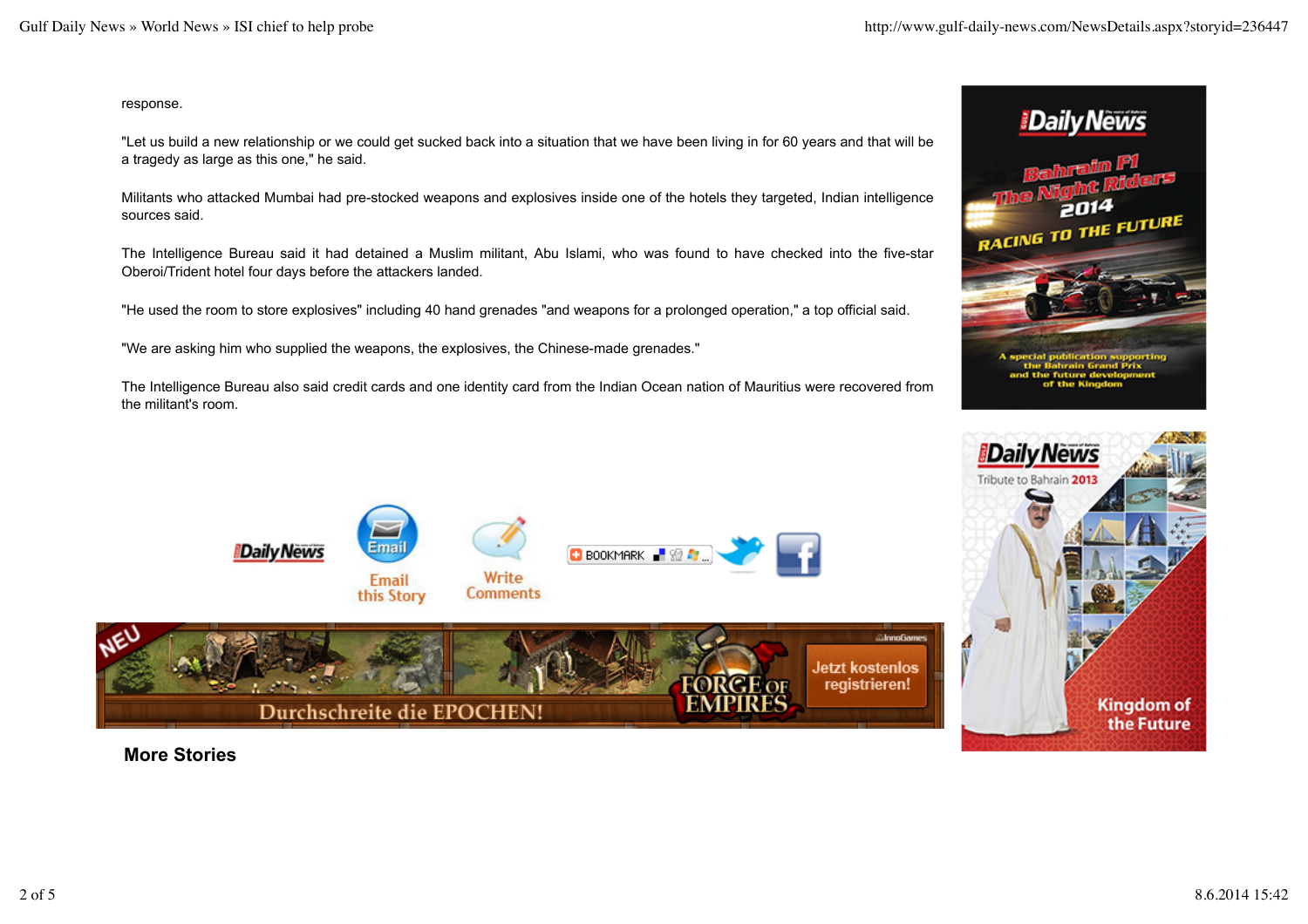response.

"Let us build a new relationship or we could get sucked back into a situation that we have been living in for 60 years and that will be a tragedy as large as this one," he said.

Militants who attacked Mumbai had pre-stocked weapons and explosives inside one of the hotels they targeted, Indian intelligence sources said.

The Intelligence Bureau said it had detained a Muslim militant, Abu Islami, who was found to have checked into the five-star Oberoi/Trident hotel four days before the attackers landed.

"He used the room to store explosives" including 40 hand grenades "and weapons for a prolonged operation," a top official said.

"We are asking him who supplied the weapons, the explosives, the Chinese-made grenades."

The Intelligence Bureau also said credit cards and one identity card from the Indian Ocean nation of Mauritius were recovered from the militant's room.

Email this Story

Write Comments

## More Stories